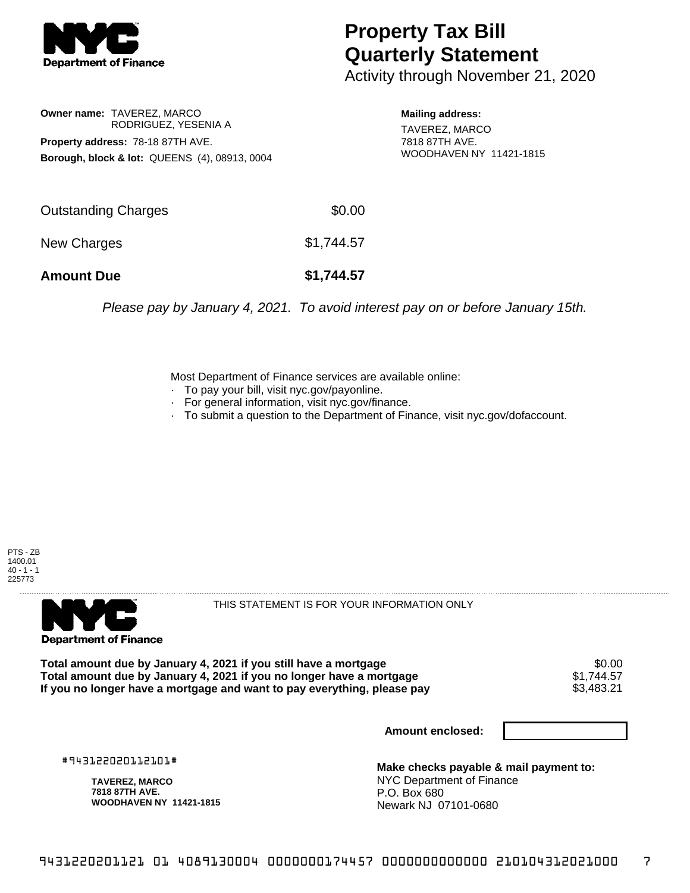**Department of Finance**

# Property Tax Bill Quarterly Statement

Activity through November 21, 2020

**Owner name:** TAVEREZ, MARCO
RODRIGUEZ, YESENIA A

**Property address:** 78-18 87TH AVE.

**Borough, block & lot:** QUEENS (4), 08913, 0004

**Mailing address:**
TAVEREZ, MARCO
7818 87TH AVE.
WOODHAVEN NY 11421-1815

| | |
|---|---|
| Outstanding Charges | $0.00 |
| New Charges | $1,744.57 |
| **Amount Due** | **$1,744.57** |

*Please pay by January 4, 2021. To avoid interest pay on or before January 15th.*

Most Department of Finance services are available online:

- To pay your bill, visit nyc.gov/payonline.
- For general information, visit nyc.gov/finance.
- To submit a question to the Department of Finance, visit nyc.gov/dofaccount.

PTS - ZB
1400.01
40 - 1 - 1
225773

**Department of Finance**

THIS STATEMENT IS FOR YOUR INFORMATION ONLY

| | |
|---|---|
| **Total amount due by January 4, 2021 if you still have a mortgage** | $0.00 |
| **Total amount due by January 4, 2021 if you no longer have a mortgage** | $1,744.57 |
| **If you no longer have a mortgage and want to pay everything, please pay** | $3,483.21 |

**Amount enclosed:**

#943122020112101#

**TAVEREZ, MARCO**
**7818 87TH AVE.**
**WOODHAVEN NY 11421-1815**

**Make checks payable & mail payment to:**
NYC Department of Finance
P.O. Box 680
Newark NJ 07101-0680

9431220201121 01 4089130004 0000000174457 0000000000000 210104312021000 7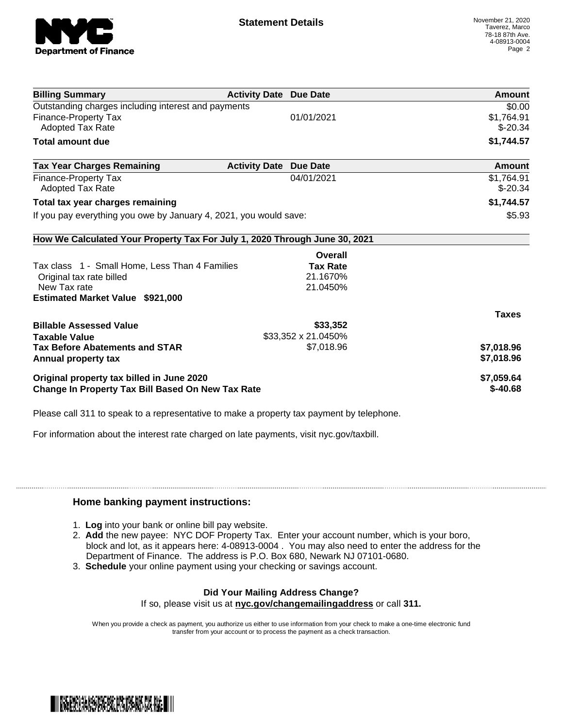## Statement Details

November 21, 2020
Taverez, Marco
78-18 87th Ave.
4-08913-0004

| Billing Summary | Activity Date | Due Date | Amount |
|---|---|---|---|
| Outstanding charges including interest and payments | | | $0.00 |
| Finance-Property Tax | | 01/01/2021 | $1,764.91 |
| Adopted Tax Rate | | | $-20.34 |
| **Total amount due** | | | **$1,744.57** |

| Tax Year Charges Remaining | Activity Date | Due Date | Amount |
|---|---|---|---|
| Finance-Property Tax | | 04/01/2021 | $1,764.91 |
| Adopted Tax Rate | | | $-20.34 |
| **Total tax year charges remaining** | | | **$1,744.57** |
| If you pay everything you owe by January 4, 2021, you would save: | | | $5.93 |

### How We Calculated Your Property Tax For July 1, 2020 Through June 30, 2021

| | Overall Tax Rate | |
|---|---|---|
| Tax class 1 - Small Home, Less Than 4 Families | | |
| Original tax rate billed | 21.1670% | |
| New Tax rate | 21.0450% | |
| **Estimated Market Value $921,000** | | |
| | | **Taxes** |
| **Billable Assessed Value** | **$33,352** | |
| **Taxable Value** | $33,352 x 21.0450% | |
| **Tax Before Abatements and STAR** | $7,018.96 | **$7,018.96** |
| **Annual property tax** | | **$7,018.96** |
| **Original property tax billed in June 2020** | | **$7,059.64** |
| **Change In Property Tax Bill Based On New Tax Rate** | | **$-40.68** |

Please call 311 to speak to a representative to make a property tax payment by telephone.

For information about the interest rate charged on late payments, visit nyc.gov/taxbill.

### Home banking payment instructions:

1. **Log** into your bank or online bill pay website.
2. **Add** the new payee: NYC DOF Property Tax. Enter your account number, which is your boro, block and lot, as it appears here: 4-08913-0004 . You may also need to enter the address for the Department of Finance. The address is P.O. Box 680, Newark NJ 07101-0680.
3. **Schedule** your online payment using your checking or savings account.

**Did Your Mailing Address Change?**

If so, please visit us at **nyc.gov/changemailingaddress** or call **311.**

When you provide a check as payment, you authorize us either to use information from your check to make a one-time electronic fund transfer from your account or to process the payment as a check transaction.